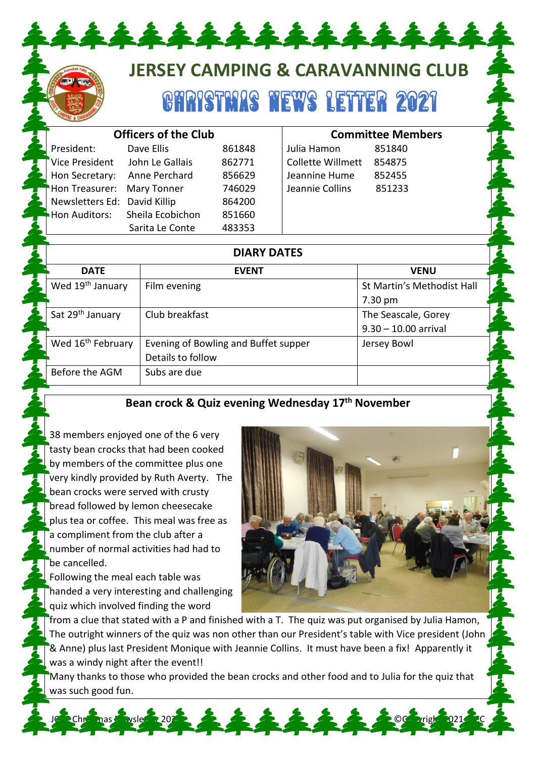# JERSEY CAMPING & CARAVANNING CLUB

## CHRISTMAS NEWS LETTER 2021

| Officers of the Club | | |
|---|---|---|
| President: | Dave Ellis | 861848 |
| Vice President | John Le Gallais | 862771 |
| Hon Secretary: | Anne Perchard | 856629 |
| Hon Treasurer: | Mary Tonner | 746029 |
| Newsletters Ed: | David Killip | 864200 |
| Hon Auditors: | Sheila Ecobichon | 851660 |
| | Sarita Le Conte | 483353 |

| Committee Members | |
|---|---|
| Julia Hamon | 851840 |
| Collette Willmett | 854875 |
| Jeannine Hume | 852455 |
| Jeannie Collins | 851233 |

### DIARY DATES

| DATE | EVENT | VENU |
|---|---|---|
| Wed 19th January | Film evening | St Martin's Methodist Hall 7.30 pm |
| Sat 29th January | Club breakfast | The Seascale, Gorey 9.30 – 10.00 arrival |
| Wed 16th February | Evening of Bowling and Buffet supper Details to follow | Jersey Bowl |
| Before the AGM | Subs are due | |

### Bean crock & Quiz evening Wednesday 17th November

38 members enjoyed one of the 6 very tasty bean crocks that had been cooked by members of the committee plus one very kindly provided by Ruth Averty. The bean crocks were served with crusty bread followed by lemon cheesecake plus tea or coffee. This meal was free as a compliment from the club after a number of normal activities had had to be cancelled.

Following the meal each table was handed a very interesting and challenging quiz which involved finding the word from a clue that stated with a P and finished with a T. The quiz was put organised by Julia Hamon, The outright winners of the quiz was non other than our President's table with Vice president (John & Anne) plus last President Monique with Jeannie Collins. It must have been a fix! Apparently it was a windy night after the event!!

Many thanks to those who provided the bean crocks and other food and to Julia for the quiz that was such good fun.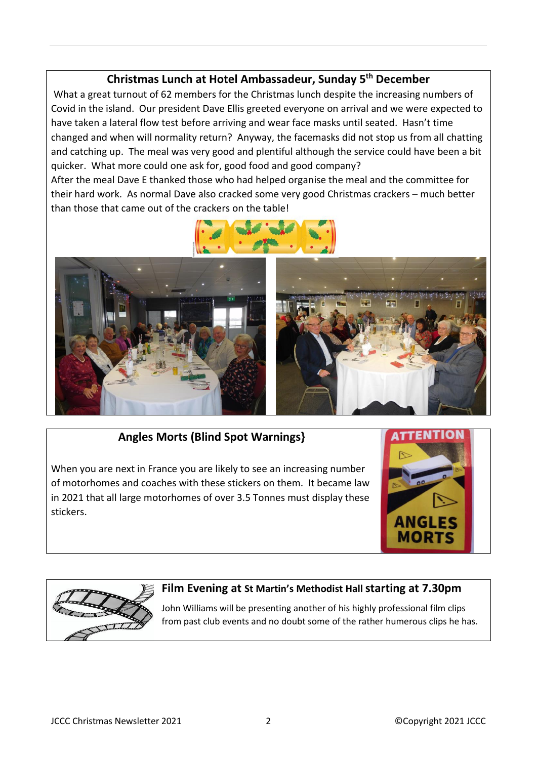## Christmas Lunch at Hotel Ambassadeur, Sunday 5th December

What a great turnout of 62 members for the Christmas lunch despite the increasing numbers of Covid in the island. Our president Dave Ellis greeted everyone on arrival and we were expected to have taken a lateral flow test before arriving and wear face masks until seated. Hasn't time changed and when will normality return? Anyway, the facemasks did not stop us from all chatting and catching up. The meal was very good and plentiful although the service could have been a bit quicker. What more could one ask for, good food and good company?

After the meal Dave E thanked those who had helped organise the meal and the committee for their hard work. As normal Dave also cracked some very good Christmas crackers – much better than those that came out of the crackers on the table!

## Angles Morts (Blind Spot Warnings}

When you are next in France you are likely to see an increasing number of motorhomes and coaches with these stickers on them. It became law in 2021 that all large motorhomes of over 3.5 Tonnes must display these stickers.

## Film Evening at St Martin's Methodist Hall starting at 7.30pm

John Williams will be presenting another of his highly professional film clips from past club events and no doubt some of the rather humerous clips he has.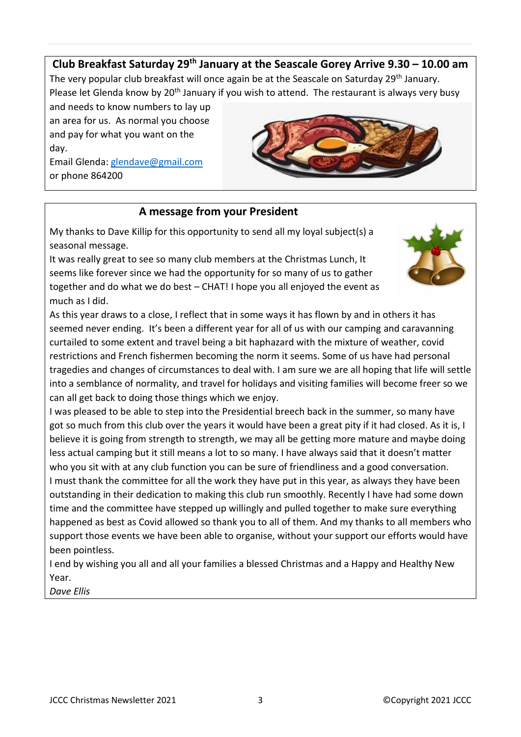## Club Breakfast Saturday 29th January at the Seascale Gorey Arrive 9.30 – 10.00 am

The very popular club breakfast will once again be at the Seascale on Saturday 29th January. Please let Glenda know by 20th January if you wish to attend. The restaurant is always very busy and needs to know numbers to lay up an area for us. As normal you choose and pay for what you want on the day.

Email Glenda: [glendave@gmail.com](mailto:glendave@gmail.com)
or phone 864200

## A message from your President

My thanks to Dave Killip for this opportunity to send all my loyal subject(s) a seasonal message.

It was really great to see so many club members at the Christmas Lunch, It seems like forever since we had the opportunity for so many of us to gather together and do what we do best – CHAT! I hope you all enjoyed the event as much as I did.

As this year draws to a close, I reflect that in some ways it has flown by and in others it has seemed never ending. It's been a different year for all of us with our camping and caravanning curtailed to some extent and travel being a bit haphazard with the mixture of weather, covid restrictions and French fishermen becoming the norm it seems. Some of us have had personal tragedies and changes of circumstances to deal with. I am sure we are all hoping that life will settle into a semblance of normality, and travel for holidays and visiting families will become freer so we can all get back to doing those things which we enjoy.

I was pleased to be able to step into the Presidential breech back in the summer, so many have got so much from this club over the years it would have been a great pity if it had closed. As it is, I believe it is going from strength to strength, we may all be getting more mature and maybe doing less actual camping but it still means a lot to so many. I have always said that it doesn't matter who you sit with at any club function you can be sure of friendliness and a good conversation.

I must thank the committee for all the work they have put in this year, as always they have been outstanding in their dedication to making this club run smoothly. Recently I have had some down time and the committee have stepped up willingly and pulled together to make sure everything happened as best as Covid allowed so thank you to all of them. And my thanks to all members who support those events we have been able to organise, without your support our efforts would have been pointless.

I end by wishing you all and all your families a blessed Christmas and a Happy and Healthy New Year.

*Dave Ellis*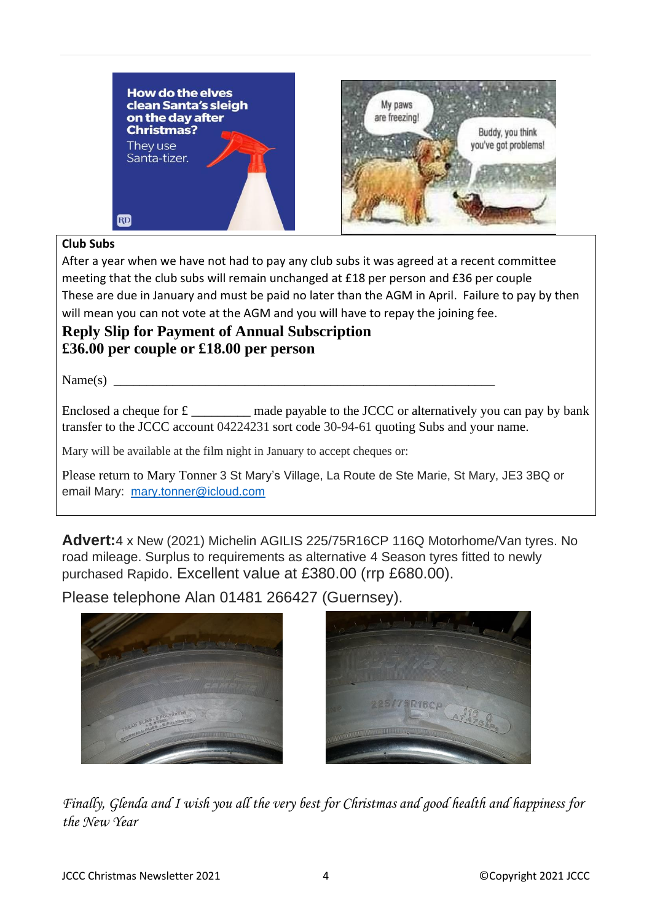**Club Subs**

After a year when we have not had to pay any club subs it was agreed at a recent committee meeting that the club subs will remain unchanged at £18 per person and £36 per couple These are due in January and must be paid no later than the AGM in April. Failure to pay by then will mean you can not vote at the AGM and you will have to repay the joining fee.

## Reply Slip for Payment of Annual Subscription
## £36.00 per couple or £18.00 per person

Name(s) ___________________________________________________________

Enclosed a cheque for £ _________ made payable to the JCCC or alternatively you can pay by bank transfer to the JCCC account 04224231 sort code 30-94-61 quoting Subs and your name.

Mary will be available at the film night in January to accept cheques or:

Please return to Mary Tonner 3 St Mary's Village, La Route de Ste Marie, St Mary, JE3 3BQ or email Mary: mary.tonner@icloud.com

**Advert:** 4 x New (2021) Michelin AGILIS 225/75R16CP 116Q Motorhome/Van tyres. No road mileage. Surplus to requirements as alternative 4 Season tyres fitted to newly purchased Rapido. Excellent value at £380.00 (rrp £680.00).

Please telephone Alan 01481 266427 (Guernsey).

*Finally, Glenda and I wish you all the very best for Christmas and good health and happiness for the New Year*